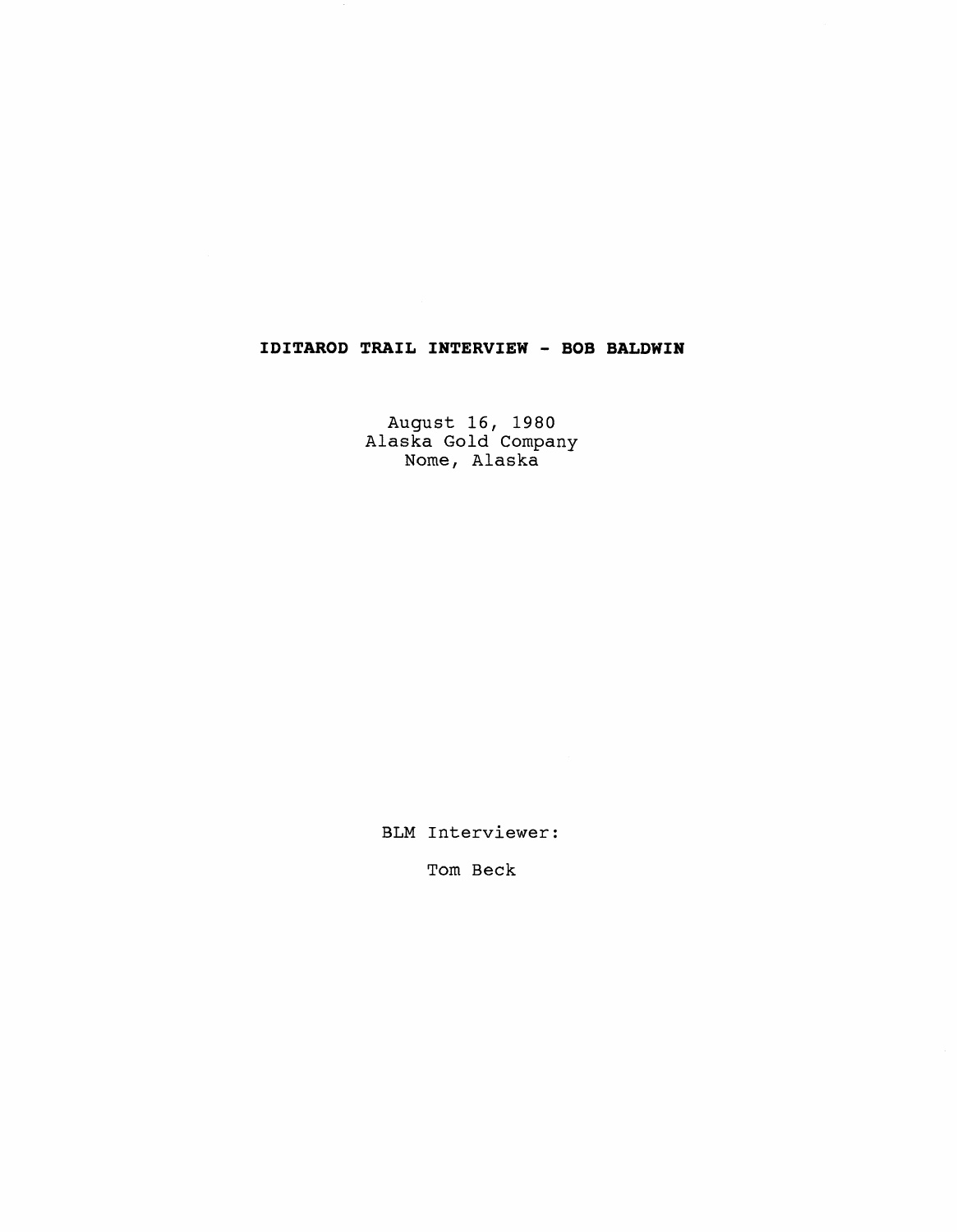# IDITAROD TRAIL INTERVIEW - BOB BALDWIN

August 16, 1980
Alaska Gold Company
Nome, Alaska

BLM Interviewer:

Tom Beck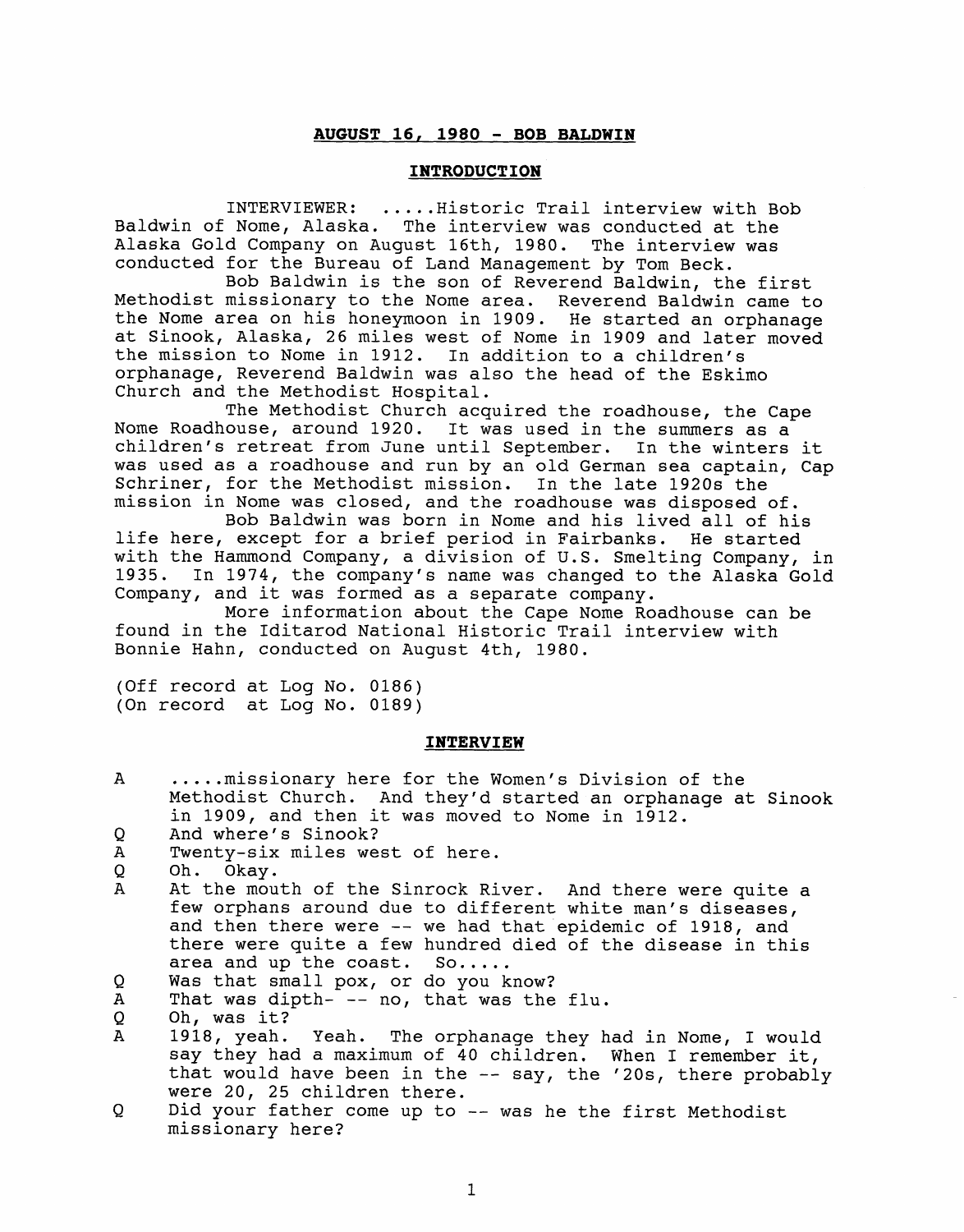## AUGUST 16, 1980 - BOB BALDWIN

### INTRODUCTION

INTERVIEWER: .....Historic Trail interview with Bob Baldwin of Nome, Alaska. The interview was conducted at the Alaska Gold Company on August 16th, 1980. The interview was conducted for the Bureau of Land Management by Tom Beck.

Bob Baldwin is the son of Reverend Baldwin, the first Methodist missionary to the Nome area. Reverend Baldwin came to the Nome area on his honeymoon in 1909. He started an orphanage at Sinook, Alaska, 26 miles west of Nome in 1909 and later moved the mission to Nome in 1912. In addition to a children's orphanage, Reverend Baldwin was also the head of the Eskimo Church and the Methodist Hospital.

The Methodist Church acquired the roadhouse, the Cape Nome Roadhouse, around 1920. It was used in the summers as a children's retreat from June until September. In the winters it was used as a roadhouse and run by an old German sea captain, Cap Schriner, for the Methodist mission. In the late 1920s the mission in Nome was closed, and the roadhouse was disposed of.

Bob Baldwin was born in Nome and his lived all of his life here, except for a brief period in Fairbanks. He started with the Hammond Company, a division of U.S. Smelting Company, in 1935. In 1974, the company's name was changed to the Alaska Gold Company, and it was formed as a separate company.

More information about the Cape Nome Roadhouse can be found in the Iditarod National Historic Trail interview with Bonnie Hahn, conducted on August 4th, 1980.

(Off record at Log No. 0186)
(On record at Log No. 0189)

### INTERVIEW

A .....missionary here for the Women's Division of the Methodist Church. And they'd started an orphanage at Sinook in 1909, and then it was moved to Nome in 1912.

Q And where's Sinook?

A Twenty-six miles west of here.

Q Oh. Okay.

A At the mouth of the Sinrock River. And there were quite a few orphans around due to different white man's diseases, and then there were -- we had that epidemic of 1918, and there were quite a few hundred died of the disease in this area and up the coast. So.....

Q Was that small pox, or do you know?

A That was dipth- -- no, that was the flu.

Q Oh, was it?

A 1918, yeah. Yeah. The orphanage they had in Nome, I would say they had a maximum of 40 children. When I remember it, that would have been in the -- say, the '20s, there probably were 20, 25 children there.

Q Did your father come up to -- was he the first Methodist missionary here?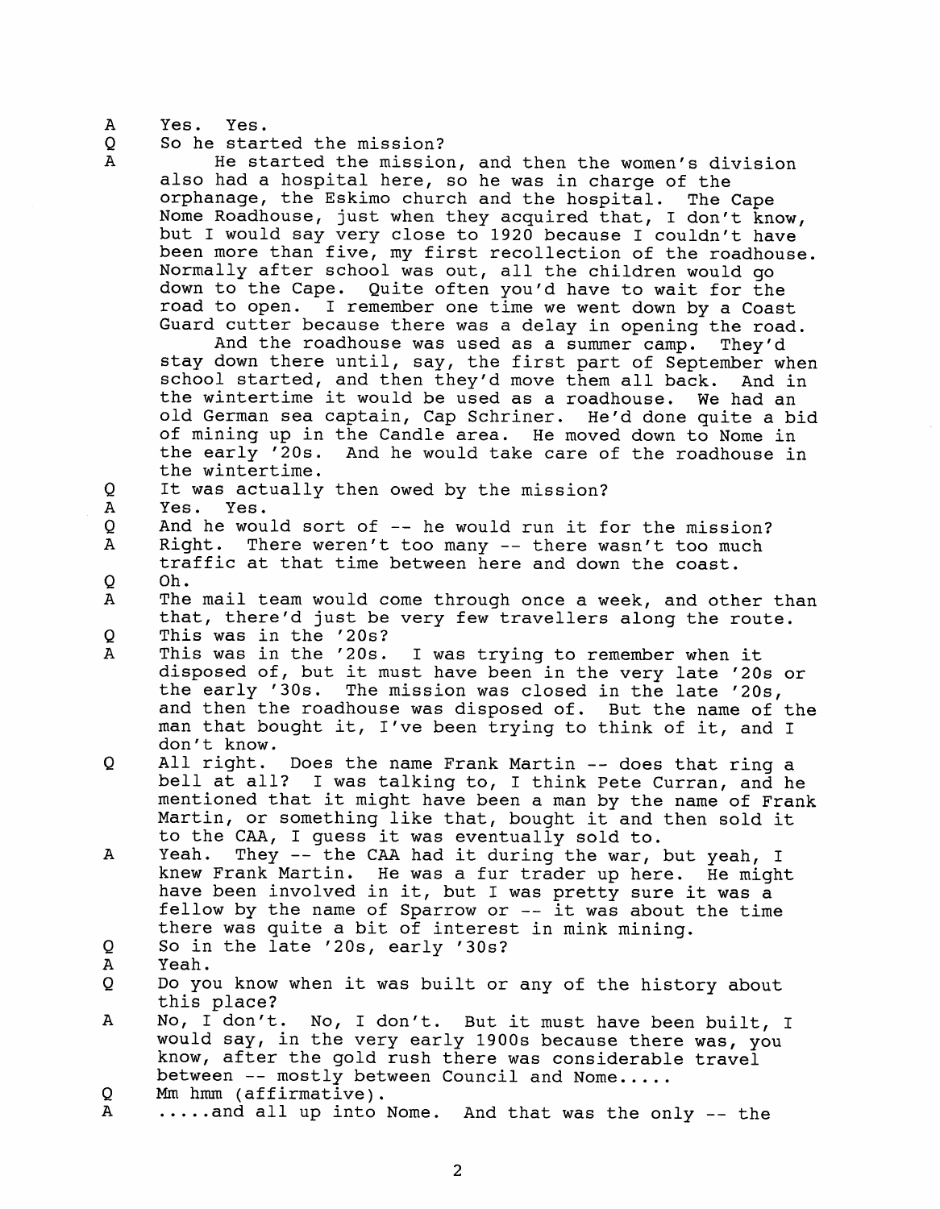A Yes. Yes.

Q So he started the mission?

A He started the mission, and then the women's division also had a hospital here, so he was in charge of the orphanage, the Eskimo church and the hospital. The Cape Nome Roadhouse, just when they acquired that, I don't know, but I would say very close to 1920 because I couldn't have been more than five, my first recollection of the roadhouse. Normally after school was out, all the children would go down to the Cape. Quite often you'd have to wait for the road to open. I remember one time we went down by a Coast Guard cutter because there was a delay in opening the road.

And the roadhouse was used as a summer camp. They'd stay down there until, say, the first part of September when school started, and then they'd move them all back. And in the wintertime it would be used as a roadhouse. We had an old German sea captain, Cap Schriner. He'd done quite a bid of mining up in the Candle area. He moved down to Nome in the early '20s. And he would take care of the roadhouse in the wintertime.

Q It was actually then owed by the mission?

A Yes. Yes.

Q And he would sort of -- he would run it for the mission?

A Right. There weren't too many -- there wasn't too much traffic at that time between here and down the coast.

Q Oh.

A The mail team would come through once a week, and other than that, there'd just be very few travellers along the route.

Q This was in the '20s?

A This was in the '20s. I was trying to remember when it disposed of, but it must have been in the very late '20s or the early '30s. The mission was closed in the late '20s, and then the roadhouse was disposed of. But the name of the man that bought it, I've been trying to think of it, and I don't know.

Q All right. Does the name Frank Martin -- does that ring a bell at all? I was talking to, I think Pete Curran, and he mentioned that it might have been a man by the name of Frank Martin, or something like that, bought it and then sold it to the CAA, I guess it was eventually sold to.

A Yeah. They -- the CAA had it during the war, but yeah, I knew Frank Martin. He was a fur trader up here. He might have been involved in it, but I was pretty sure it was a fellow by the name of Sparrow or -- it was about the time there was quite a bit of interest in mink mining.

Q So in the late '20s, early '30s?

A Yeah.

Q Do you know when it was built or any of the history about this place?

A No, I don't. No, I don't. But it must have been built, I would say, in the very early 1900s because there was, you know, after the gold rush there was considerable travel between -- mostly between Council and Nome.....

Q Mm hmm (affirmative).

A .....and all up into Nome. And that was the only -- the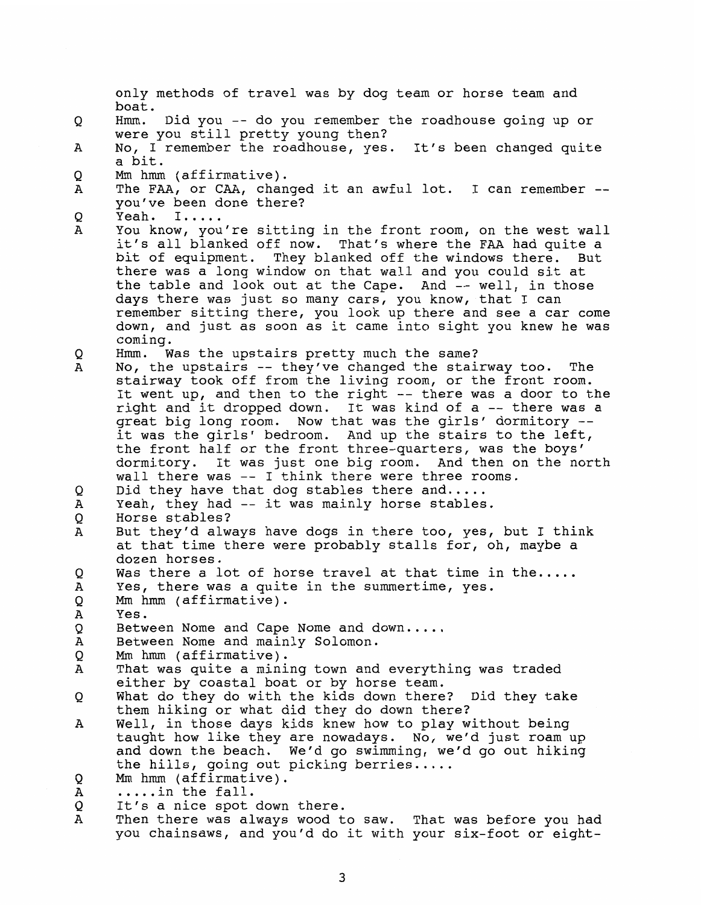only methods of travel was by dog team or horse team and boat.

Q Hmm. Did you -- do you remember the roadhouse going up or were you still pretty young then?

A No, I remember the roadhouse, yes. It's been changed quite a bit.

Q Mm hmm (affirmative).

A The FAA, or CAA, changed it an awful lot. I can remember -- you've been done there?

Q Yeah. I.....

A You know, you're sitting in the front room, on the west wall it's all blanked off now. That's where the FAA had quite a bit of equipment. They blanked off the windows there. But there was a long window on that wall and you could sit at the table and look out at the Cape. And -- well, in those days there was just so many cars, you know, that I can remember sitting there, you look up there and see a car come down, and just as soon as it came into sight you knew he was coming.

Q Hmm. Was the upstairs pretty much the same?

A No, the upstairs -- they've changed the stairway too. The stairway took off from the living room, or the front room. It went up, and then to the right -- there was a door to the right and it dropped down. It was kind of a -- there was a great big long room. Now that was the girls' dormitory -- it was the girls' bedroom. And up the stairs to the left, the front half or the front three-quarters, was the boys' dormitory. It was just one big room. And then on the north wall there was -- I think there were three rooms.

Q Did they have that dog stables there and.....

A Yeah, they had -- it was mainly horse stables.

Q Horse stables?

A But they'd always have dogs in there too, yes, but I think at that time there were probably stalls for, oh, maybe a dozen horses.

Q Was there a lot of horse travel at that time in the.....

A Yes, there was a quite in the summertime, yes.

Q Mm hmm (affirmative).

A Yes.

Q Between Nome and Cape Nome and down.....

A Between Nome and mainly Solomon.

Q Mm hmm (affirmative).

A That was quite a mining town and everything was traded either by coastal boat or by horse team.

Q What do they do with the kids down there? Did they take them hiking or what did they do down there?

A Well, in those days kids knew how to play without being taught how like they are nowadays. No, we'd just roam up and down the beach. We'd go swimming, we'd go out hiking the hills, going out picking berries.....

Q Mm hmm (affirmative).

A .....in the fall.

Q It's a nice spot down there.

A Then there was always wood to saw. That was before you had you chainsaws, and you'd do it with your six-foot or eight-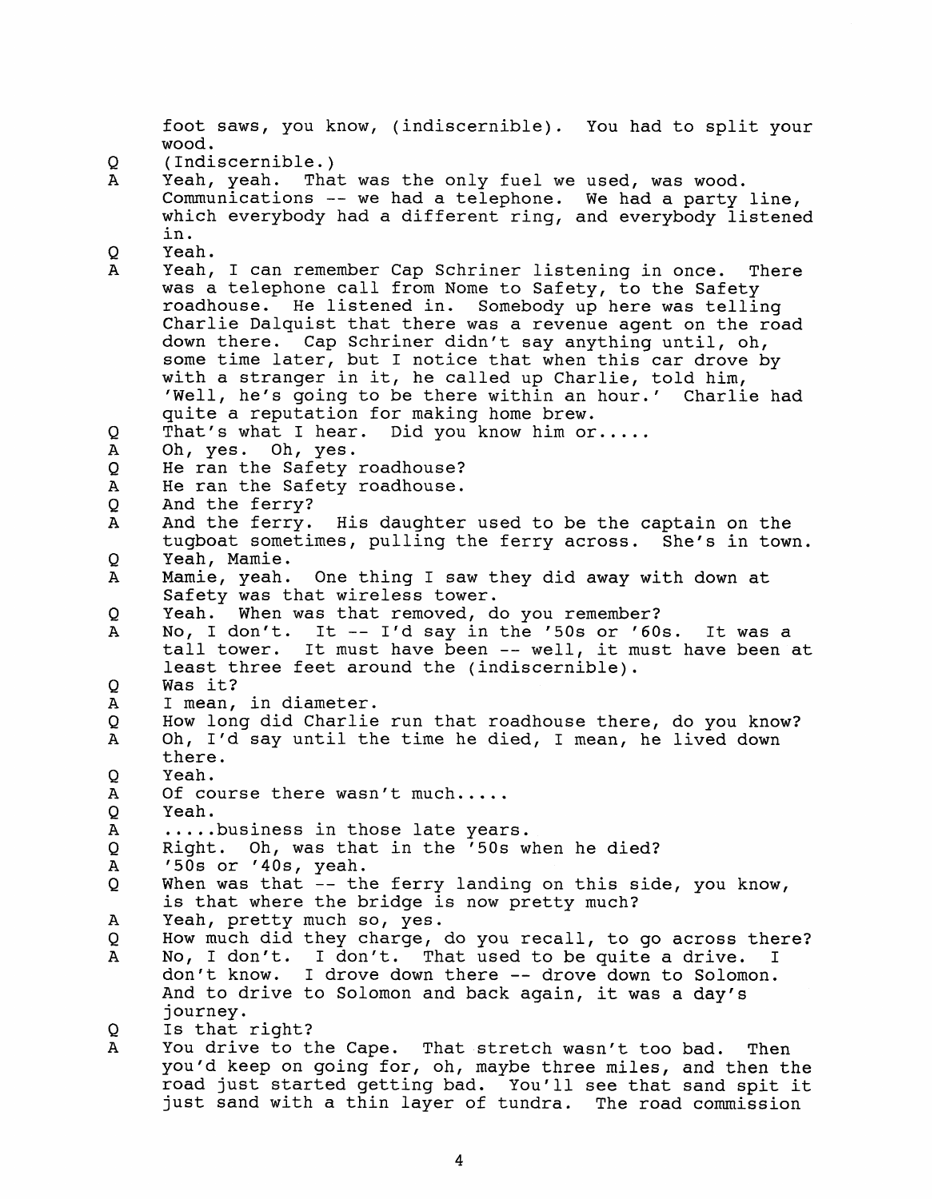foot saws, you know, (indiscernible). You had to split your wood.

Q (Indiscernible.)

A Yeah, yeah. That was the only fuel we used, was wood. Communications -- we had a telephone. We had a party line, which everybody had a different ring, and everybody listened in.

Q Yeah.

A Yeah, I can remember Cap Schriner listening in once. There was a telephone call from Nome to Safety, to the Safety roadhouse. He listened in. Somebody up here was telling Charlie Dalquist that there was a revenue agent on the road down there. Cap Schriner didn't say anything until, oh, some time later, but I notice that when this car drove by with a stranger in it, he called up Charlie, told him, 'Well, he's going to be there within an hour.' Charlie had quite a reputation for making home brew.

Q That's what I hear. Did you know him or.....

A Oh, yes. Oh, yes.

Q He ran the Safety roadhouse?

A He ran the Safety roadhouse.

Q And the ferry?

A And the ferry. His daughter used to be the captain on the tugboat sometimes, pulling the ferry across. She's in town.

Q Yeah, Mamie.

A Mamie, yeah. One thing I saw they did away with down at Safety was that wireless tower.

Q Yeah. When was that removed, do you remember?

A No, I don't. It -- I'd say in the '50s or '60s. It was a tall tower. It must have been -- well, it must have been at least three feet around the (indiscernible).

Q Was it?

A I mean, in diameter.

Q How long did Charlie run that roadhouse there, do you know?

A Oh, I'd say until the time he died, I mean, he lived down there.

Q Yeah.

A Of course there wasn't much.....

Q Yeah.

A .....business in those late years.

Q Right. Oh, was that in the '50s when he died?

A '50s or '40s, yeah.

Q When was that -- the ferry landing on this side, you know, is that where the bridge is now pretty much?

A Yeah, pretty much so, yes.

Q How much did they charge, do you recall, to go across there?

A No, I don't. I don't. That used to be quite a drive. I don't know. I drove down there -- drove down to Solomon. And to drive to Solomon and back again, it was a day's journey.

Q Is that right?

A You drive to the Cape. That stretch wasn't too bad. Then you'd keep on going for, oh, maybe three miles, and then the road just started getting bad. You'll see that sand spit it just sand with a thin layer of tundra. The road commission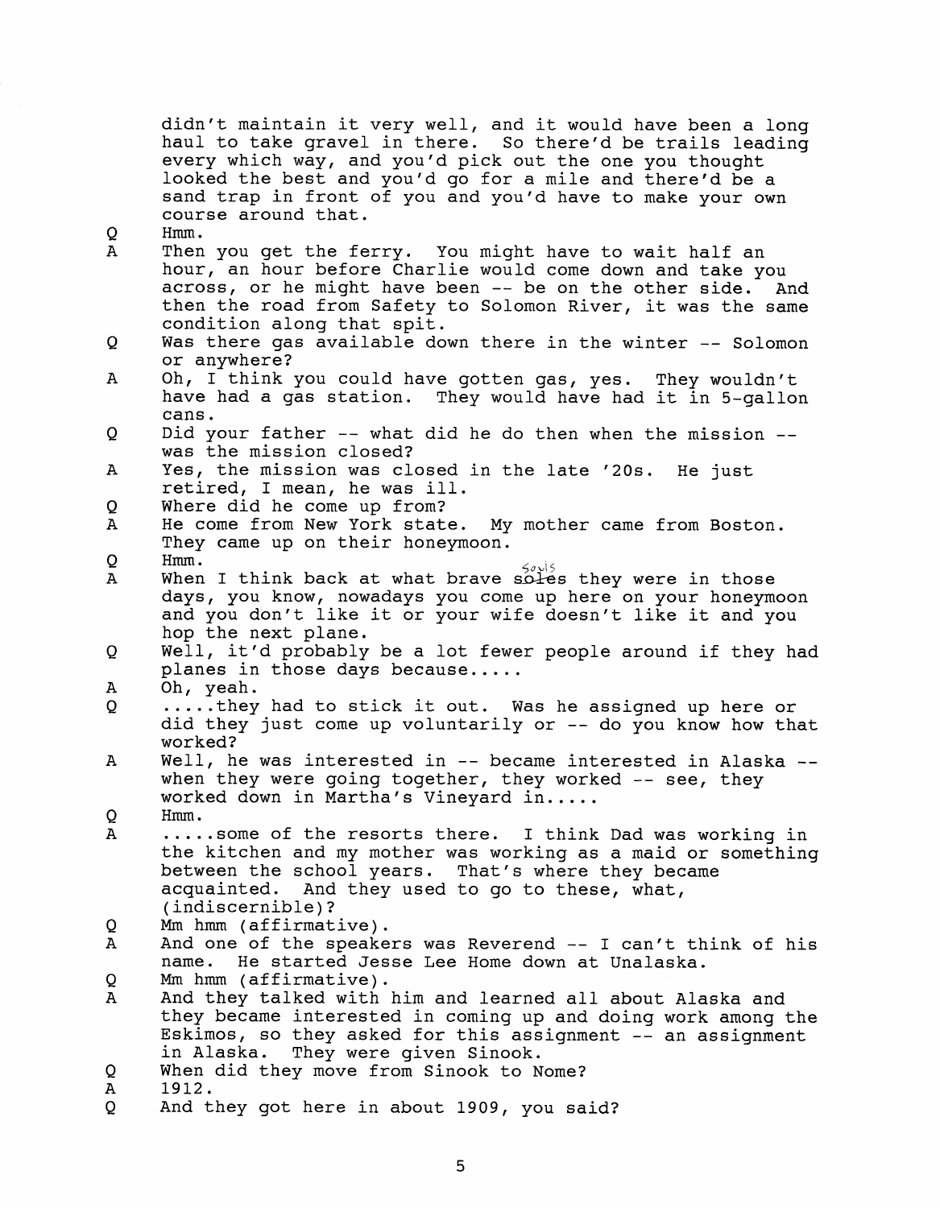didn't maintain it very well, and it would have been a long haul to take gravel in there. So there'd be trails leading every which way, and you'd pick out the one you thought looked the best and you'd go for a mile and there'd be a sand trap in front of you and you'd have to make your own course around that.

Q Hmm.

A Then you get the ferry. You might have to wait half an hour, an hour before Charlie would come down and take you across, or he might have been -- be on the other side. And then the road from Safety to Solomon River, it was the same condition along that spit.

Q Was there gas available down there in the winter -- Solomon or anywhere?

A Oh, I think you could have gotten gas, yes. They wouldn't have had a gas station. They would have had it in 5-gallon cans.

Q Did your father -- what did he do then when the mission -- was the mission closed?

A Yes, the mission was closed in the late '20s. He just retired, I mean, he was ill.

Q Where did he come up from?

A He come from New York state. My mother came from Boston. They came up on their honeymoon.

Q Hmm.

A When I think back at what brave ~~soles~~ souls they were in those days, you know, nowadays you come up here on your honeymoon and you don't like it or your wife doesn't like it and you hop the next plane.

Q Well, it'd probably be a lot fewer people around if they had planes in those days because.....

A Oh, yeah.

Q .....they had to stick it out. Was he assigned up here or did they just come up voluntarily or -- do you know how that worked?

A Well, he was interested in -- became interested in Alaska -- when they were going together, they worked -- see, they worked down in Martha's Vineyard in.....

Q Hmm.

A .....some of the resorts there. I think Dad was working in the kitchen and my mother was working as a maid or something between the school years. That's where they became acquainted. And they used to go to these, what, (indiscernible)?

Q Mm hmm (affirmative).

A And one of the speakers was Reverend -- I can't think of his name. He started Jesse Lee Home down at Unalaska.

Q Mm hmm (affirmative).

A And they talked with him and learned all about Alaska and they became interested in coming up and doing work among the Eskimos, so they asked for this assignment -- an assignment in Alaska. They were given Sinook.

Q When did they move from Sinook to Nome?

A 1912.

Q And they got here in about 1909, you said?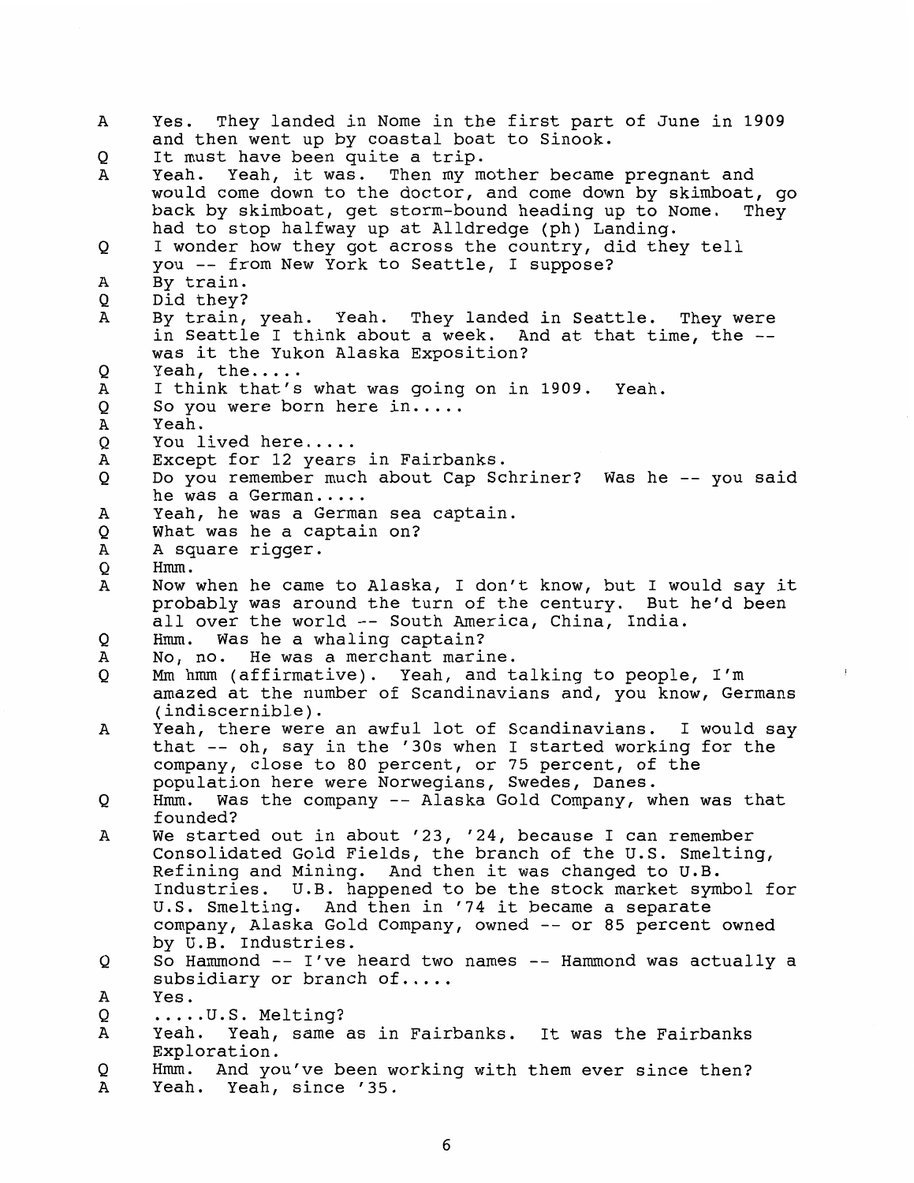A	Yes. They landed in Nome in the first part of June in 1909 and then went up by coastal boat to Sinook.

Q	It must have been quite a trip.

A	Yeah. Yeah, it was. Then my mother became pregnant and would come down to the doctor, and come down by skimboat, go back by skimboat, get storm-bound heading up to Nome. They had to stop halfway up at Alldredge (ph) Landing.

Q	I wonder how they got across the country, did they tell you -- from New York to Seattle, I suppose?

A	By train.

Q	Did they?

A	By train, yeah. Yeah. They landed in Seattle. They were in Seattle I think about a week. And at that time, the -- was it the Yukon Alaska Exposition?

Q	Yeah, the.....

A	I think that's what was going on in 1909. Yeah.

Q	So you were born here in.....

A	Yeah.

Q	You lived here.....

A	Except for 12 years in Fairbanks.

Q	Do you remember much about Cap Schriner? Was he -- you said he was a German.....

A	Yeah, he was a German sea captain.

Q	What was he a captain on?

A	A square rigger.

Q	Hmm.

A	Now when he came to Alaska, I don't know, but I would say it probably was around the turn of the century. But he'd been all over the world -- South America, China, India.

Q	Hmm. Was he a whaling captain?

A	No, no. He was a merchant marine.

Q	Mm hmm (affirmative). Yeah, and talking to people, I'm amazed at the number of Scandinavians and, you know, Germans (indiscernible).

A	Yeah, there were an awful lot of Scandinavians. I would say that -- oh, say in the '30s when I started working for the company, close to 80 percent, or 75 percent, of the population here were Norwegians, Swedes, Danes.

Q	Hmm. Was the company -- Alaska Gold Company, when was that founded?

A	We started out in about '23, '24, because I can remember Consolidated Gold Fields, the branch of the U.S. Smelting, Refining and Mining. And then it was changed to U.B. Industries. U.B. happened to be the stock market symbol for U.S. Smelting. And then in '74 it became a separate company, Alaska Gold Company, owned -- or 85 percent owned by U.B. Industries.

Q	So Hammond -- I've heard two names -- Hammond was actually a subsidiary or branch of.....

A	Yes.

Q	.....U.S. Melting?

A	Yeah. Yeah, same as in Fairbanks. It was the Fairbanks Exploration.

Q	Hmm. And you've been working with them ever since then?

A	Yeah. Yeah, since '35.